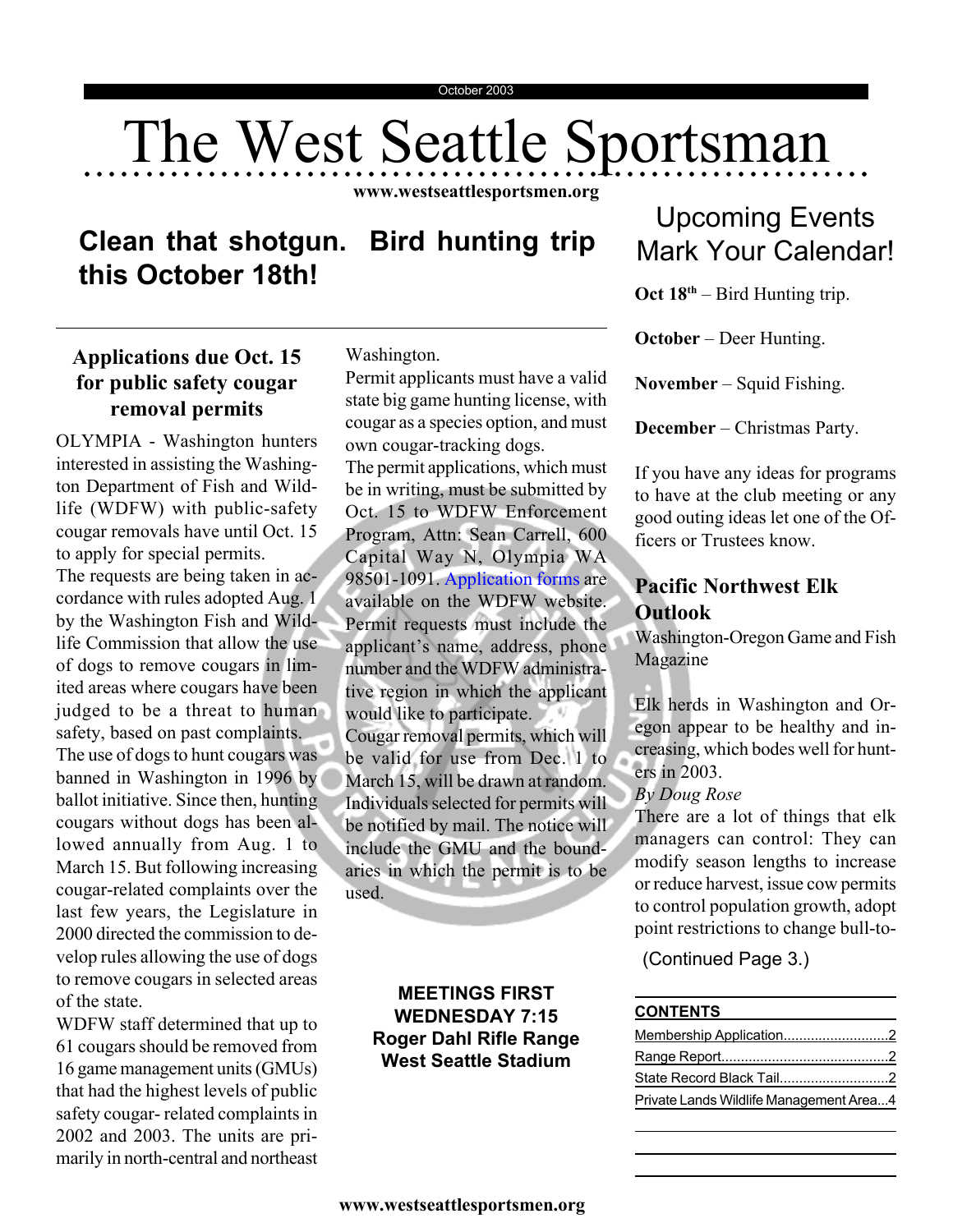October 2003

# The West Seattle Sportsman

www.westseattlesportsmen.org

## Clean that shotgun. Bird hunting trip this October 18th!

### Applications due Oct. 15 for public safety cougar removal permits

OLYMPIA - Washington hunters interested in assisting the Washington Department of Fish and Wildlife (WDFW) with public-safety cougar removals have until Oct. 15 to apply for special permits.

The requests are being taken in accordance with rules adopted Aug. 1 by the Washington Fish and Wildlife Commission that allow the use of dogs to remove cougars in limited areas where cougars have been judged to be a threat to human safety, based on past complaints.

The use of dogs to hunt cougars was banned in Washington in 1996 by ballot initiative. Since then, hunting cougars without dogs has been allowed annually from Aug. 1 to March 15. But following increasing cougar-related complaints over the last few years, the Legislature in 2000 directed the commission to develop rules allowing the use of dogs to remove cougars in selected areas of the state.

WDFW staff determined that up to 61 cougars should be removed from 16 game management units (GMUs) that had the highest levels of public safety cougar- related complaints in 2002 and 2003. The units are primarily in north-central and northeast Washington.

Permit applicants must have a valid state big game hunting license, with cougar as a species option, and must own cougar-tracking dogs.

The permit applications, which must be in writing, must be submitted by Oct. 15 to WDFW Enforcement Program, Attn: Sean Carrell, 600 Capital Way N, Olympia WA 98501-1091. Application forms are available on the WDFW website. Permit requests must include the applicant's name, address, phone number and the WDFW administrative region in which the applicant would like to participate.

Cougar removal permits, which will be valid for use from Dec. 1 to March 15, will be drawn at random. Individuals selected for permits will be notified by mail. The notice will include the GMU and the boundaries in which the permit is to be used.

**MEETINGS FIRST WEDNESDAY 7:15**
**Roger Dahl Rifle Range**
**West Seattle Stadium**

## Upcoming Events Mark Your Calendar!

**Oct 18th** – Bird Hunting trip.

**October** – Deer Hunting.

**November** – Squid Fishing.

**December** – Christmas Party.

If you have any ideas for programs to have at the club meeting or any good outing ideas let one of the Officers or Trustees know.

### Pacific Northwest Elk Outlook

Washington-Oregon Game and Fish Magazine

Elk herds in Washington and Oregon appear to be healthy and increasing, which bodes well for hunters in 2003.

*By Doug Rose*

There are a lot of things that elk managers can control: They can modify season lengths to increase or reduce harvest, issue cow permits to control population growth, adopt point restrictions to change bull-to-

(Continued Page 3.)

**CONTENTS**

- Membership Application....2
- Range Report....2
- State Record Black Tail....2
- Private Lands Wildlife Management Area...4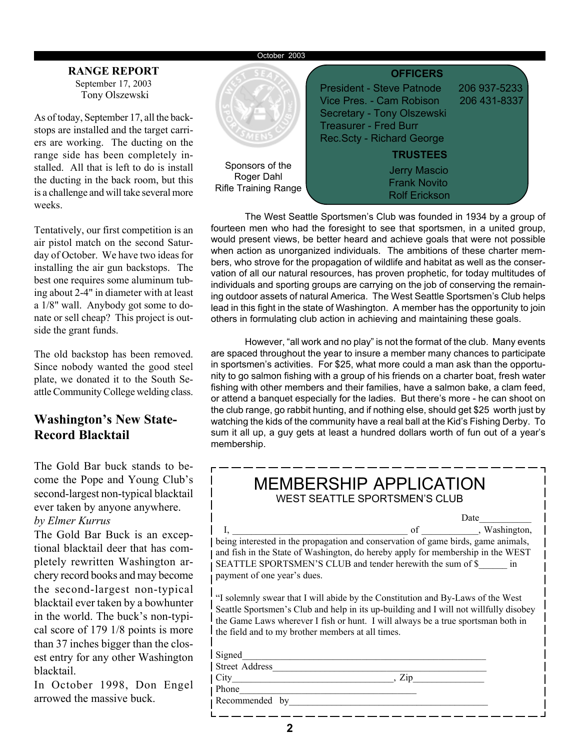## RANGE REPORT

September 17, 2003
Tony Olszewski

As of today, September 17, all the backstops are installed and the target carriers are working. The ducting on the range side has been completely installed. All that is left to do is install the ducting in the back room, but this is a challenge and will take several more weeks.

Tentatively, our first competition is an air pistol match on the second Saturday of October. We have two ideas for installing the air gun backstops. The best one requires some aluminum tubing about 2-4" in diameter with at least a 1/8" wall. Anybody got some to donate or sell cheap? This project is outside the grant funds.

The old backstop has been removed. Since nobody wanted the good steel plate, we donated it to the South Seattle Community College welding class.

## Washington's New State-Record Blacktail

The Gold Bar buck stands to become the Pope and Young Club's second-largest non-typical blacktail ever taken by anyone anywhere.

*by Elmer Kurrus*

The Gold Bar Buck is an exceptional blacktail deer that has completely rewritten Washington archery record books and may become the second-largest non-typical blacktail ever taken by a bowhunter in the world. The buck's non-typical score of 179 1/8 points is more than 37 inches bigger than the closest entry for any other Washington blacktail.

In October 1998, Don Engel arrowed the massive buck.

Sponsors of the Roger Dahl Rifle Training Range

**OFFICERS**

President - Steve Patnode 206 937-5233
Vice Pres. - Cam Robison 206 431-8337
Secretary - Tony Olszewski
Treasurer - Fred Burr
Rec.Scty - Richard George

**TRUSTEES**

Jerry Mascio
Frank Novito
Rolf Erickson

The West Seattle Sportsmen's Club was founded in 1934 by a group of fourteen men who had the foresight to see that sportsmen, in a united group, would present views, be better heard and achieve goals that were not possible when action as unorganized individuals. The ambitions of these charter members, who strove for the propagation of wildlife and habitat as well as the conservation of all our natural resources, has proven prophetic, for today multitudes of individuals and sporting groups are carrying on the job of conserving the remaining outdoor assets of natural America. The West Seattle Sportsmen's Club helps lead in this fight in the state of Washington. A member has the opportunity to join others in formulating club action in achieving and maintaining these goals.

However, "all work and no play" is not the format of the club. Many events are spaced throughout the year to insure a member many chances to participate in sportsmen's activities. For $25, what more could a man ask than the opportunity to go salmon fishing with a group of his friends on a charter boat, fresh water fishing with other members and their families, have a salmon bake, a clam feed, or attend a banquet especially for the ladies. But there's more - he can shoot on the club range, go rabbit hunting, and if nothing else, should get $25 worth just by watching the kids of the community have a real ball at the Kid's Fishing Derby. To sum it all up, a guy gets at least a hundred dollars worth of fun out of a year's membership.

# MEMBERSHIP APPLICATION

WEST SEATTLE SPORTSMEN'S CLUB

Date___________

I, ____________________________________ of ___________, Washington, being interested in the propagation and conservation of game birds, game animals, and fish in the State of Washington, do hereby apply for membership in the WEST SEATTLE SPORTSMEN'S CLUB and tender herewith the sum of $______ in payment of one year's dues.

"I solemnly swear that I will abide by the Constitution and By-Laws of the West Seattle Sportsmen's Club and help in its up-building and I will not willfully disobey the Game Laws wherever I fish or hunt. I will always be a true sportsman both in the field and to my brother members at all times.

Signed__________________________________________________

Street Address____________________________________________

City________________________________, Zip_______________

Phone______________________________________

Recommended by____________________________________________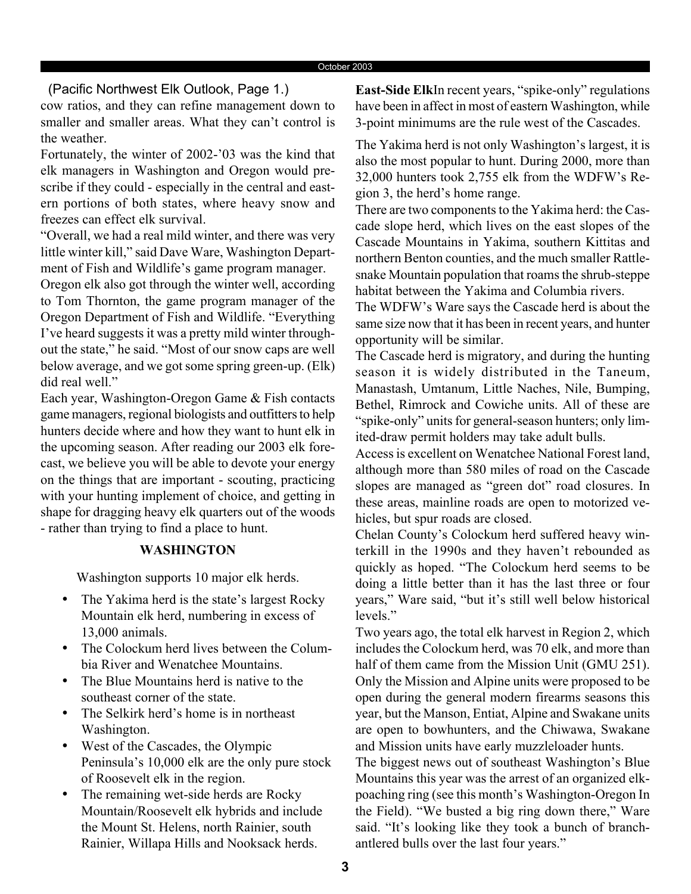(Pacific Northwest Elk Outlook, Page 1.)

cow ratios, and they can refine management down to smaller and smaller areas. What they can't control is the weather.

Fortunately, the winter of 2002-'03 was the kind that elk managers in Washington and Oregon would prescribe if they could - especially in the central and eastern portions of both states, where heavy snow and freezes can effect elk survival.

"Overall, we had a real mild winter, and there was very little winter kill," said Dave Ware, Washington Department of Fish and Wildlife's game program manager.

Oregon elk also got through the winter well, according to Tom Thornton, the game program manager of the Oregon Department of Fish and Wildlife. "Everything I've heard suggests it was a pretty mild winter throughout the state," he said. "Most of our snow caps are well below average, and we got some spring green-up. (Elk) did real well."

Each year, Washington-Oregon Game & Fish contacts game managers, regional biologists and outfitters to help hunters decide where and how they want to hunt elk in the upcoming season. After reading our 2003 elk forecast, we believe you will be able to devote your energy on the things that are important - scouting, practicing with your hunting implement of choice, and getting in shape for dragging heavy elk quarters out of the woods - rather than trying to find a place to hunt.

## WASHINGTON

Washington supports 10 major elk herds.

- The Yakima herd is the state's largest Rocky Mountain elk herd, numbering in excess of 13,000 animals.
- The Colockum herd lives between the Columbia River and Wenatchee Mountains.
- The Blue Mountains herd is native to the southeast corner of the state.
- The Selkirk herd's home is in northeast Washington.
- West of the Cascades, the Olympic Peninsula's 10,000 elk are the only pure stock of Roosevelt elk in the region.
- The remaining wet-side herds are Rocky Mountain/Roosevelt elk hybrids and include the Mount St. Helens, north Rainier, south Rainier, Willapa Hills and Nooksack herds.

**East-Side Elk**In recent years, "spike-only" regulations have been in affect in most of eastern Washington, while 3-point minimums are the rule west of the Cascades.

The Yakima herd is not only Washington's largest, it is also the most popular to hunt. During 2000, more than 32,000 hunters took 2,755 elk from the WDFW's Region 3, the herd's home range.

There are two components to the Yakima herd: the Cascade slope herd, which lives on the east slopes of the Cascade Mountains in Yakima, southern Kittitas and northern Benton counties, and the much smaller Rattlesnake Mountain population that roams the shrub-steppe habitat between the Yakima and Columbia rivers.

The WDFW's Ware says the Cascade herd is about the same size now that it has been in recent years, and hunter opportunity will be similar.

The Cascade herd is migratory, and during the hunting season it is widely distributed in the Taneum, Manastash, Umtanum, Little Naches, Nile, Bumping, Bethel, Rimrock and Cowiche units. All of these are "spike-only" units for general-season hunters; only limited-draw permit holders may take adult bulls.

Access is excellent on Wenatchee National Forest land, although more than 580 miles of road on the Cascade slopes are managed as "green dot" road closures. In these areas, mainline roads are open to motorized vehicles, but spur roads are closed.

Chelan County's Colockum herd suffered heavy winterkill in the 1990s and they haven't rebounded as quickly as hoped. "The Colockum herd seems to be doing a little better than it has the last three or four years," Ware said, "but it's still well below historical levels."

Two years ago, the total elk harvest in Region 2, which includes the Colockum herd, was 70 elk, and more than half of them came from the Mission Unit (GMU 251). Only the Mission and Alpine units were proposed to be open during the general modern firearms seasons this year, but the Manson, Entiat, Alpine and Swakane units are open to bowhunters, and the Chiwawa, Swakane and Mission units have early muzzleloader hunts.

The biggest news out of southeast Washington's Blue Mountains this year was the arrest of an organized elk-poaching ring (see this month's Washington-Oregon In the Field). "We busted a big ring down there," Ware said. "It's looking like they took a bunch of branch-antlered bulls over the last four years."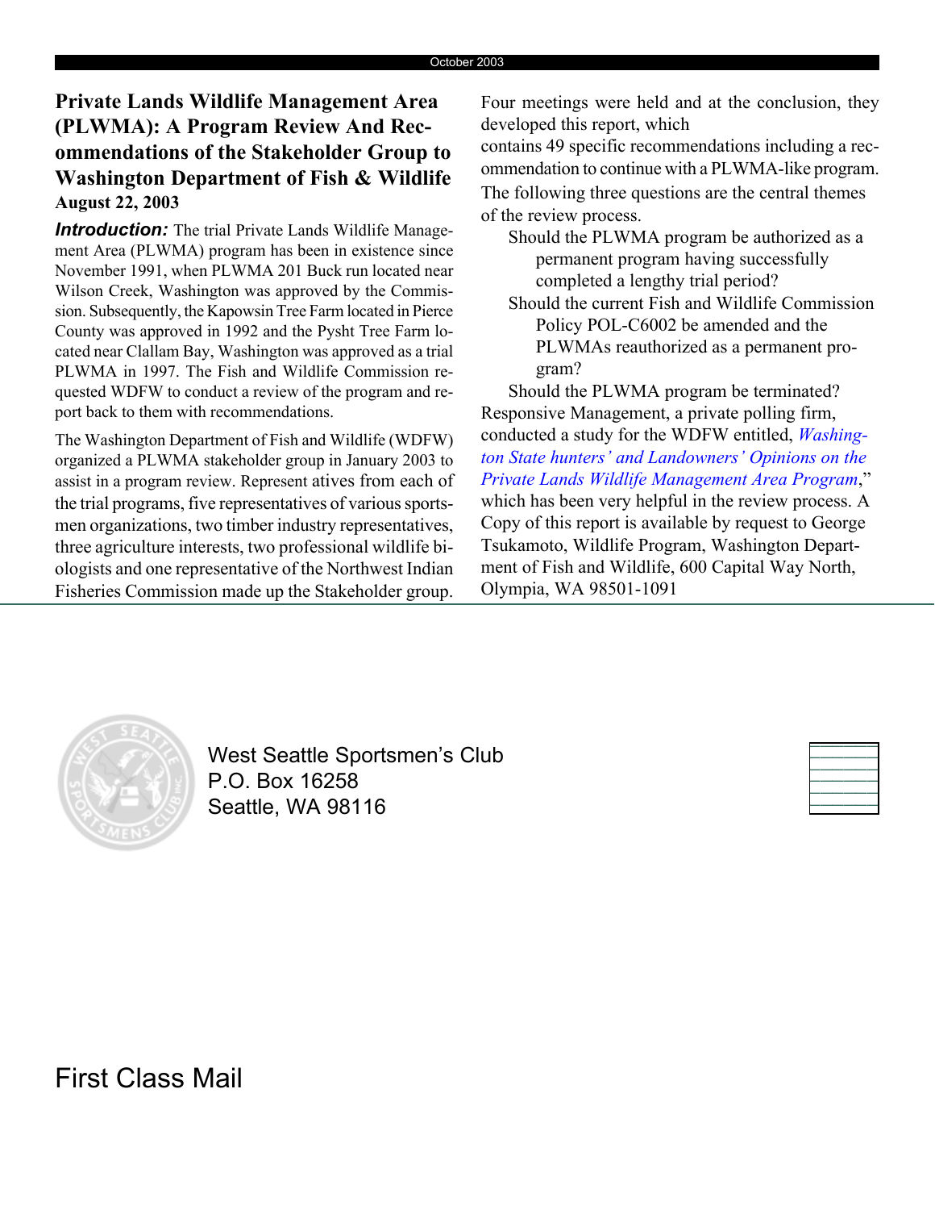## Private Lands Wildlife Management Area (PLWMA): A Program Review And Recommendations of the Stakeholder Group to Washington Department of Fish & Wildlife

**August 22, 2003**

***Introduction:*** The trial Private Lands Wildlife Management Area (PLWMA) program has been in existence since November 1991, when PLWMA 201 Buck run located near Wilson Creek, Washington was approved by the Commission. Subsequently, the Kapowsin Tree Farm located in Pierce County was approved in 1992 and the Pysht Tree Farm located near Clallam Bay, Washington was approved as a trial PLWMA in 1997. The Fish and Wildlife Commission requested WDFW to conduct a review of the program and report back to them with recommendations.

The Washington Department of Fish and Wildlife (WDFW) organized a PLWMA stakeholder group in January 2003 to assist in a program review. Represent atives from each of the trial programs, five representatives of various sportsmen organizations, two timber industry representatives, three agriculture interests, two professional wildlife biologists and one representative of the Northwest Indian Fisheries Commission made up the Stakeholder group. Four meetings were held and at the conclusion, they developed this report, which contains 49 specific recommendations including a recommendation to continue with a PLWMA-like program. The following three questions are the central themes of the review process.

- Should the PLWMA program be authorized as a permanent program having successfully completed a lengthy trial period?
- Should the current Fish and Wildlife Commission Policy POL-C6002 be amended and the PLWMAs reauthorized as a permanent program?
- Should the PLWMA program be terminated?

Responsive Management, a private polling firm, conducted a study for the WDFW entitled, *Washington State hunters' and Landowners' Opinions on the Private Lands Wildlife Management Area Program*," which has been very helpful in the review process. A Copy of this report is available by request to George Tsukamoto, Wildlife Program, Washington Department of Fish and Wildlife, 600 Capital Way North, Olympia, WA 98501-1091

West Seattle Sportsmen's Club
P.O. Box 16258
Seattle, WA 98116

First Class Mail